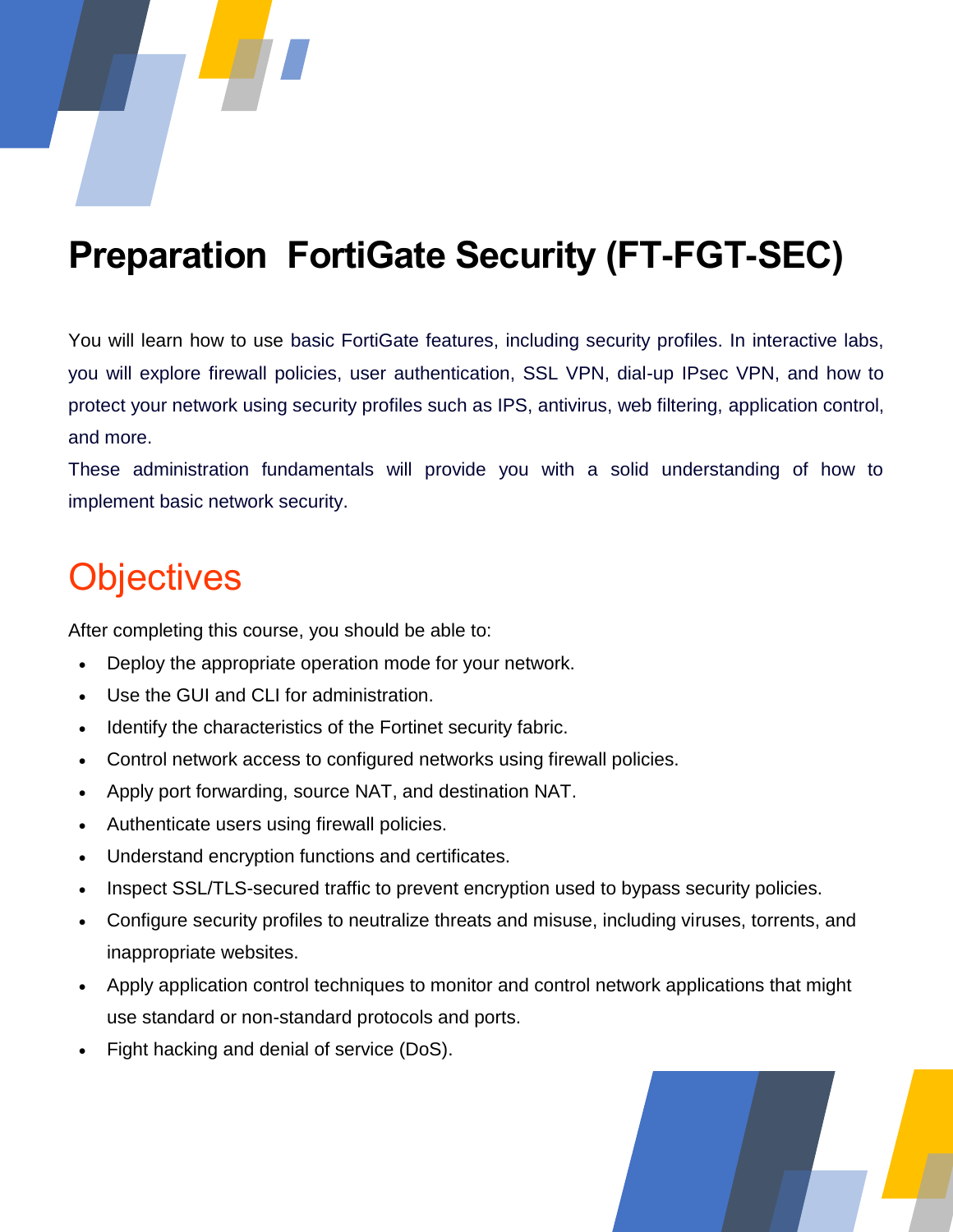# Preparation  FortiGate Security (FT-FGT-SEC)

You will learn how to use basic FortiGate features, including security profiles. In interactive labs, you will explore firewall policies, user authentication, SSL VPN, dial-up IPsec VPN, and how to protect your network using security profiles such as IPS, antivirus, web filtering, application control, and more.

These administration fundamentals will provide you with a solid understanding of how to implement basic network security.

## Objectives

After completing this course, you should be able to:

- Deploy the appropriate operation mode for your network.
- Use the GUI and CLI for administration.
- Identify the characteristics of the Fortinet security fabric.
- Control network access to configured networks using firewall policies.
- Apply port forwarding, source NAT, and destination NAT.
- Authenticate users using firewall policies.
- Understand encryption functions and certificates.
- Inspect SSL/TLS-secured traffic to prevent encryption used to bypass security policies.
- Configure security profiles to neutralize threats and misuse, including viruses, torrents, and inappropriate websites.
- Apply application control techniques to monitor and control network applications that might use standard or non-standard protocols and ports.
- Fight hacking and denial of service (DoS).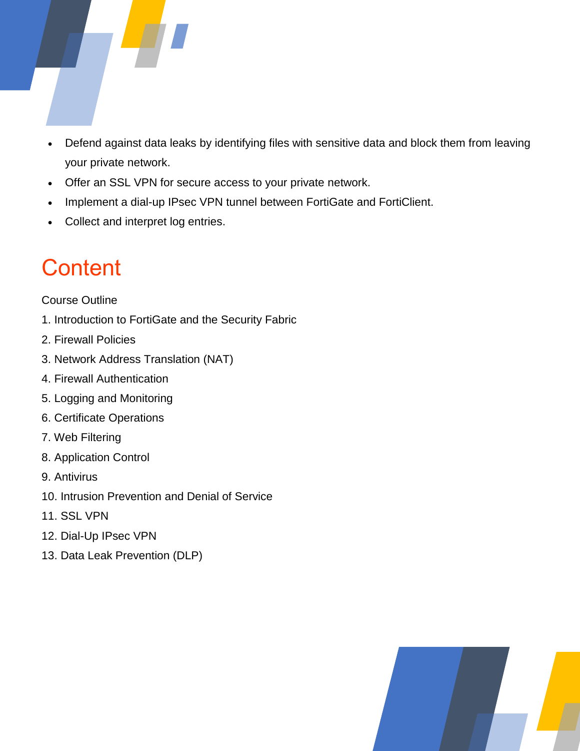- Defend against data leaks by identifying files with sensitive data and block them from leaving your private network.
- Offer an SSL VPN for secure access to your private network.
- Implement a dial-up IPsec VPN tunnel between FortiGate and FortiClient.
- Collect and interpret log entries.

# Content

Course Outline

1. Introduction to FortiGate and the Security Fabric
2. Firewall Policies
3. Network Address Translation (NAT)
4. Firewall Authentication
5. Logging and Monitoring
6. Certificate Operations
7. Web Filtering
8. Application Control
9. Antivirus
10. Intrusion Prevention and Denial of Service
11. SSL VPN
12. Dial-Up IPsec VPN
13. Data Leak Prevention (DLP)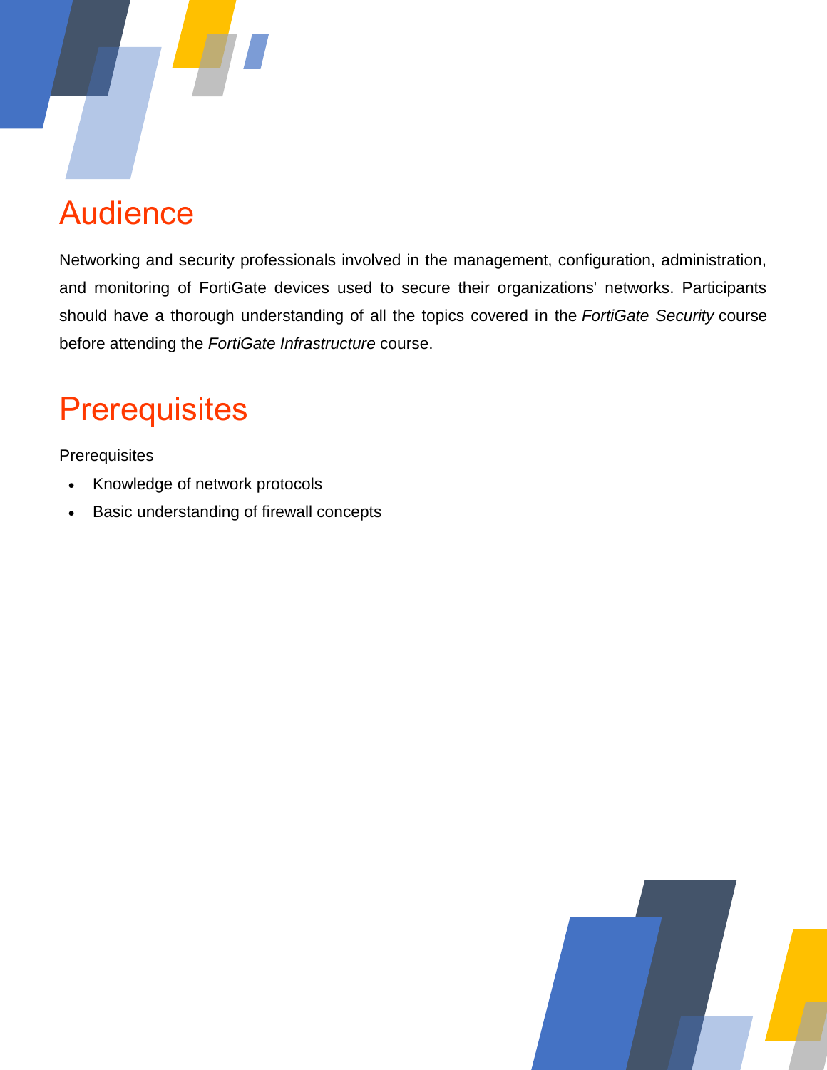# Audience

Networking and security professionals involved in the management, configuration, administration, and monitoring of FortiGate devices used to secure their organizations' networks. Participants should have a thorough understanding of all the topics covered in the *FortiGate Security* course before attending the *FortiGate Infrastructure* course.

# Prerequisites

Prerequisites

- Knowledge of network protocols
- Basic understanding of firewall concepts